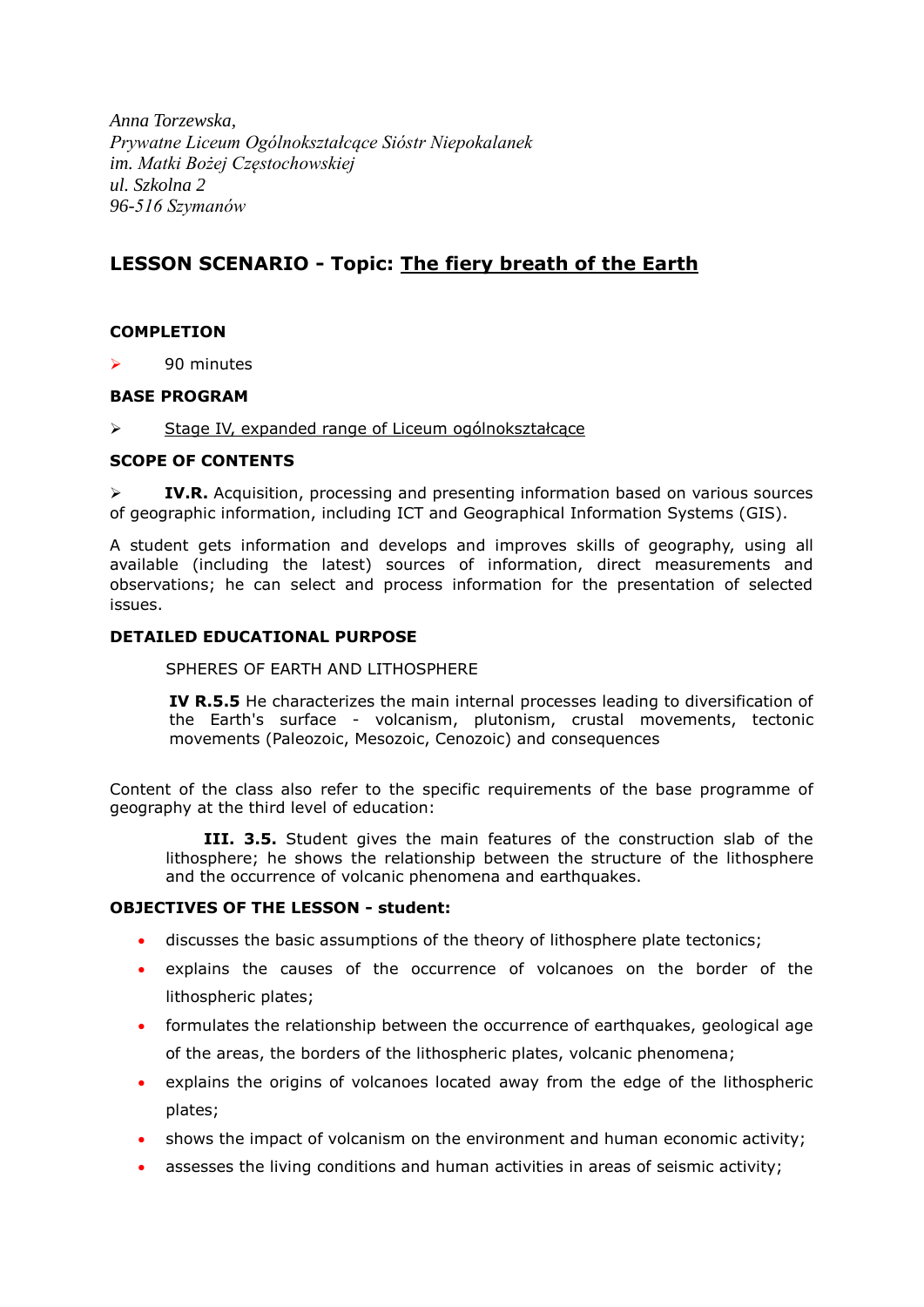*Anna Torzewska,*
*Prywatne Liceum Ogólnokształcące Sióstr Niepokalanek*
*im. Matki Bożej Częstochowskiej*
*ul. Szkolna 2*
*96-516 Szymanów*

## LESSON SCENARIO - Topic: The fiery breath of the Earth

### COMPLETION

- 90 minutes

### BASE PROGRAM

- Stage IV, expanded range of Liceum ogólnokształcące

### SCOPE OF CONTENTS

- **IV.R.** Acquisition, processing and presenting information based on various sources of geographic information, including ICT and Geographical Information Systems (GIS).

A student gets information and develops and improves skills of geography, using all available (including the latest) sources of information, direct measurements and observations; he can select and process information for the presentation of selected issues.

### DETAILED EDUCATIONAL PURPOSE

SPHERES OF EARTH AND LITHOSPHERE

**IV R.5.5** He characterizes the main internal processes leading to diversification of the Earth's surface - volcanism, plutonism, crustal movements, tectonic movements (Paleozoic, Mesozoic, Cenozoic) and consequences

Content of the class also refer to the specific requirements of the base programme of geography at the third level of education:

**III. 3.5.** Student gives the main features of the construction slab of the lithosphere; he shows the relationship between the structure of the lithosphere and the occurrence of volcanic phenomena and earthquakes.

### OBJECTIVES OF THE LESSON - student:

- discusses the basic assumptions of the theory of lithosphere plate tectonics;
- explains the causes of the occurrence of volcanoes on the border of the lithospheric plates;
- formulates the relationship between the occurrence of earthquakes, geological age of the areas, the borders of the lithospheric plates, volcanic phenomena;
- explains the origins of volcanoes located away from the edge of the lithospheric plates;
- shows the impact of volcanism on the environment and human economic activity;
- assesses the living conditions and human activities in areas of seismic activity;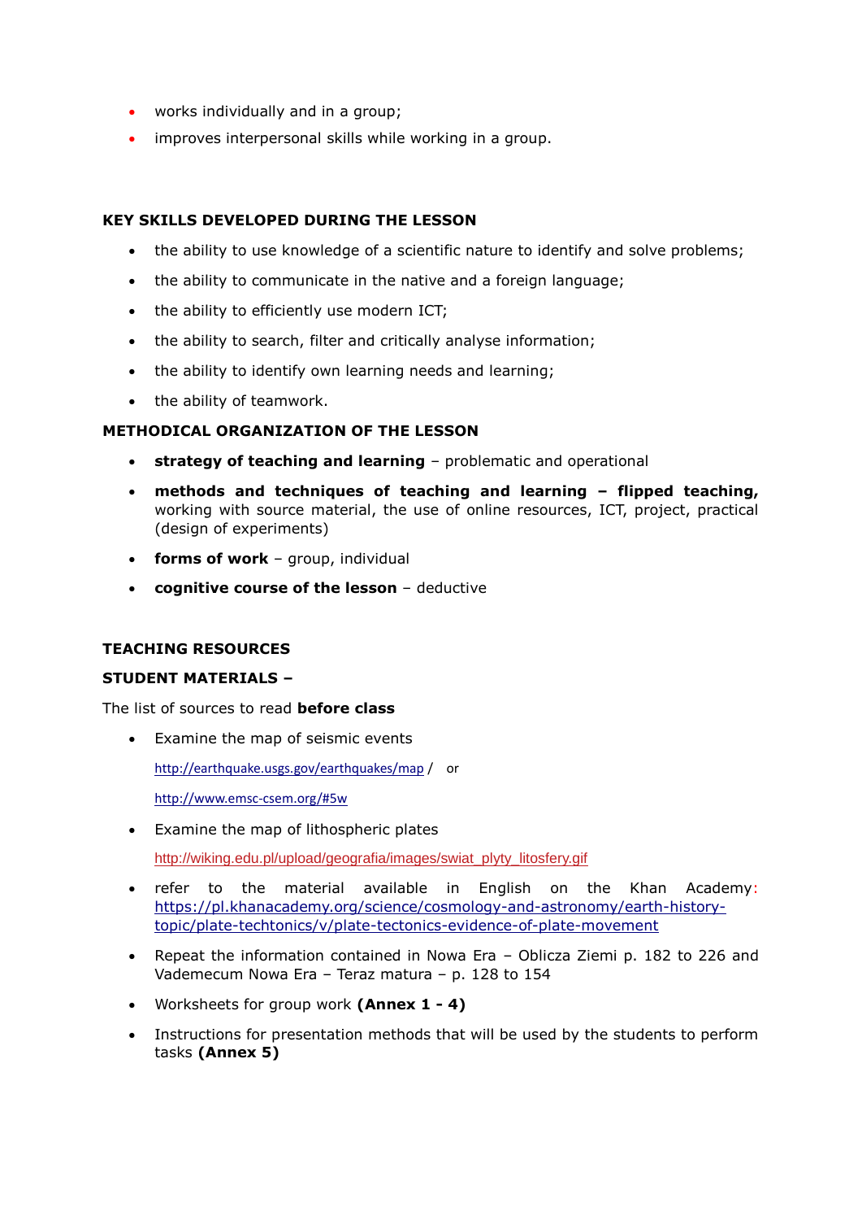- works individually and in a group;
- improves interpersonal skills while working in a group.

**KEY SKILLS DEVELOPED DURING THE LESSON**

- the ability to use knowledge of a scientific nature to identify and solve problems;
- the ability to communicate in the native and a foreign language;
- the ability to efficiently use modern ICT;
- the ability to search, filter and critically analyse information;
- the ability to identify own learning needs and learning;
- the ability of teamwork.

**METHODICAL ORGANIZATION OF THE LESSON**

- **strategy of teaching and learning** – problematic and operational
- **methods and techniques of teaching and learning – flipped teaching,** working with source material, the use of online resources, ICT, project, practical (design of experiments)
- **forms of work** – group, individual
- **cognitive course of the lesson** – deductive

**TEACHING RESOURCES**

**STUDENT MATERIALS –**

The list of sources to read **before class**

- Examine the map of seismic events

  http://earthquake.usgs.gov/earthquakes/map / or

  http://www.emsc-csem.org/#5w

- Examine the map of lithospheric plates

  http://wiking.edu.pl/upload/geografia/images/swiat_plyty_litosfery.gif

- refer to the material available in English on the Khan Academy: https://pl.khanacademy.org/science/cosmology-and-astronomy/earth-history-topic/plate-techtonics/v/plate-tectonics-evidence-of-plate-movement
- Repeat the information contained in Nowa Era – Oblicza Ziemi p. 182 to 226 and Vademecum Nowa Era – Teraz matura – p. 128 to 154
- Worksheets for group work **(Annex 1 - 4)**
- Instructions for presentation methods that will be used by the students to perform tasks **(Annex 5)**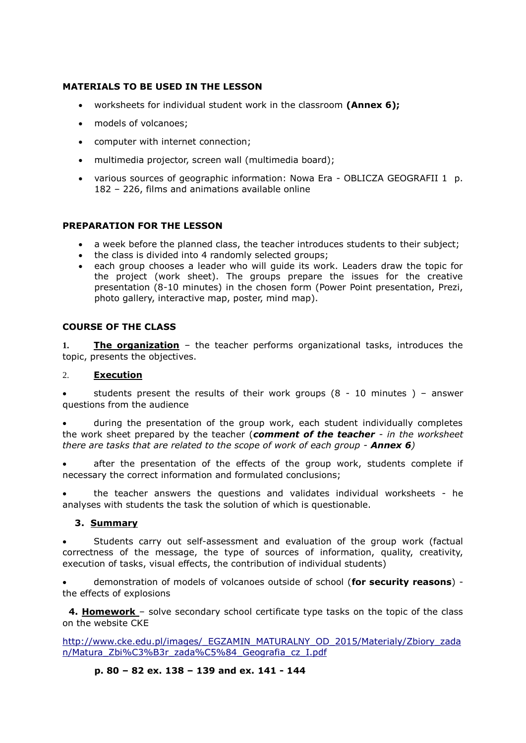### MATERIALS TO BE USED IN THE LESSON

- worksheets for individual student work in the classroom **(Annex 6);**
- models of volcanoes;
- computer with internet connection;
- multimedia projector, screen wall (multimedia board);
- various sources of geographic information: Nowa Era - OBLICZA GEOGRAFII 1 p. 182 – 226, films and animations available online

### PREPARATION FOR THE LESSON

- a week before the planned class, the teacher introduces students to their subject;
- the class is divided into 4 randomly selected groups;
- each group chooses a leader who will guide its work. Leaders draw the topic for the project (work sheet). The groups prepare the issues for the creative presentation (8-10 minutes) in the chosen form (Power Point presentation, Prezi, photo gallery, interactive map, poster, mind map).

### COURSE OF THE CLASS

1. **The organization** – the teacher performs organizational tasks, introduces the topic, presents the objectives.

2. **Execution**

- students present the results of their work groups (8 - 10 minutes ) – answer questions from the audience
- during the presentation of the group work, each student individually completes the work sheet prepared by the teacher (***comment of the teacher*** *- in the worksheet there are tasks that are related to the scope of work of each group -* ***Annex 6****)*
- after the presentation of the effects of the group work, students complete if necessary the correct information and formulated conclusions;
- the teacher answers the questions and validates individual worksheets - he analyses with students the task the solution of which is questionable.

3. **Summary**

- Students carry out self-assessment and evaluation of the group work (factual correctness of the message, the type of sources of information, quality, creativity, execution of tasks, visual effects, the contribution of individual students)
- demonstration of models of volcanoes outside of school (**for security reasons**) - the effects of explosions

4. **Homework** – solve secondary school certificate type tasks on the topic of the class on the website CKE

http://www.cke.edu.pl/images/_EGZAMIN_MATURALNY_OD_2015/Materialy/Zbiory_zadan/Matura_Zbi%C3%B3r_zada%C5%84_Geografia_cz_I.pdf

**p. 80 – 82 ex. 138 – 139 and ex. 141 - 144**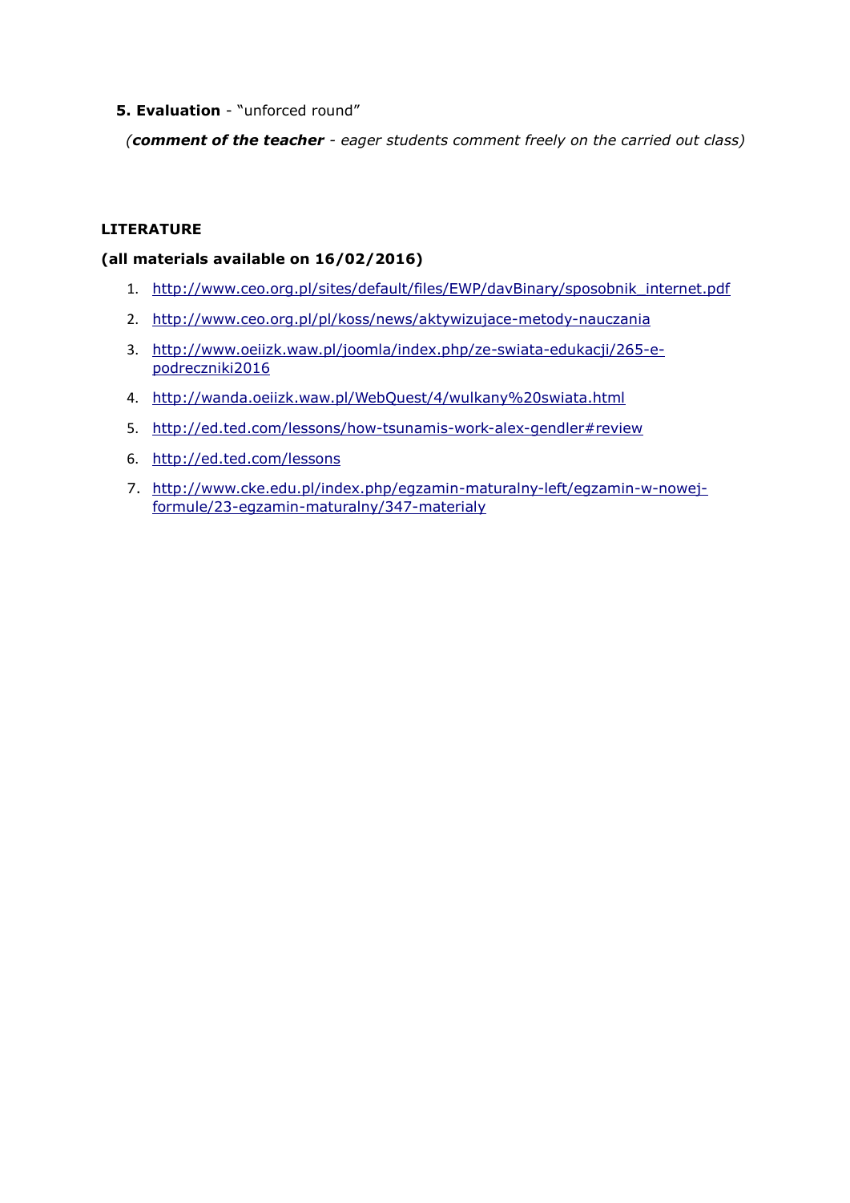**5. Evaluation** - "unforced round"

*(**comment of the teacher** - eager students comment freely on the carried out class)*

**LITERATURE**

**(all materials available on 16/02/2016)**

1. http://www.ceo.org.pl/sites/default/files/EWP/davBinary/sposobnik_internet.pdf
2. http://www.ceo.org.pl/pl/koss/news/aktywizujace-metody-nauczania
3. http://www.oeiizk.waw.pl/joomla/index.php/ze-swiata-edukacji/265-e-podreczniki2016
4. http://wanda.oeiizk.waw.pl/WebQuest/4/wulkany%20swiata.html
5. http://ed.ted.com/lessons/how-tsunamis-work-alex-gendler#review
6. http://ed.ted.com/lessons
7. http://www.cke.edu.pl/index.php/egzamin-maturalny-left/egzamin-w-nowej-formule/23-egzamin-maturalny/347-materialy